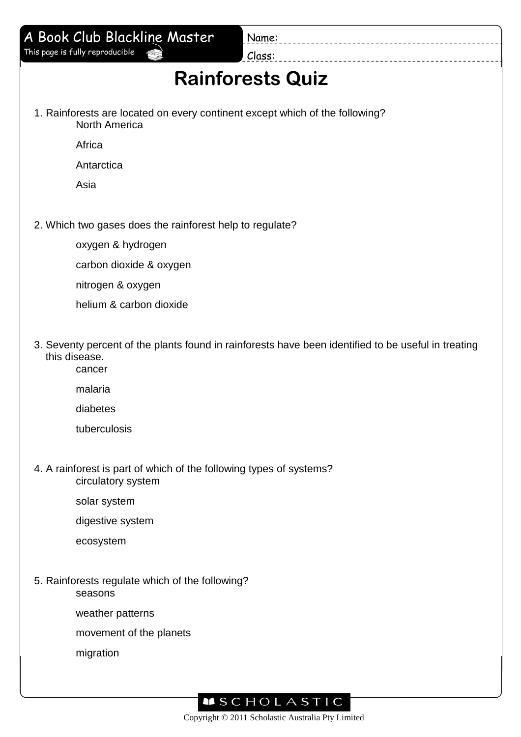A Book Club Blackline Master

This page is fully reproducible

Name:

Class:

# Rainforests Quiz

1. Rainforests are located on every continent except which of the following?
   - North America
   - Africa
   - Antarctica
   - Asia

2. Which two gases does the rainforest help to regulate?
   - oxygen & hydrogen
   - carbon dioxide & oxygen
   - nitrogen & oxygen
   - helium & carbon dioxide

3. Seventy percent of the plants found in rainforests have been identified to be useful in treating this disease.
   - cancer
   - malaria
   - diabetes
   - tuberculosis

4. A rainforest is part of which of the following types of systems?
   - circulatory system
   - solar system
   - digestive system
   - ecosystem

5. Rainforests regulate which of the following?
   - seasons
   - weather patterns
   - movement of the planets
   - migration

SCHOLASTIC

Copyright © 2011 Scholastic Australia Pty Limited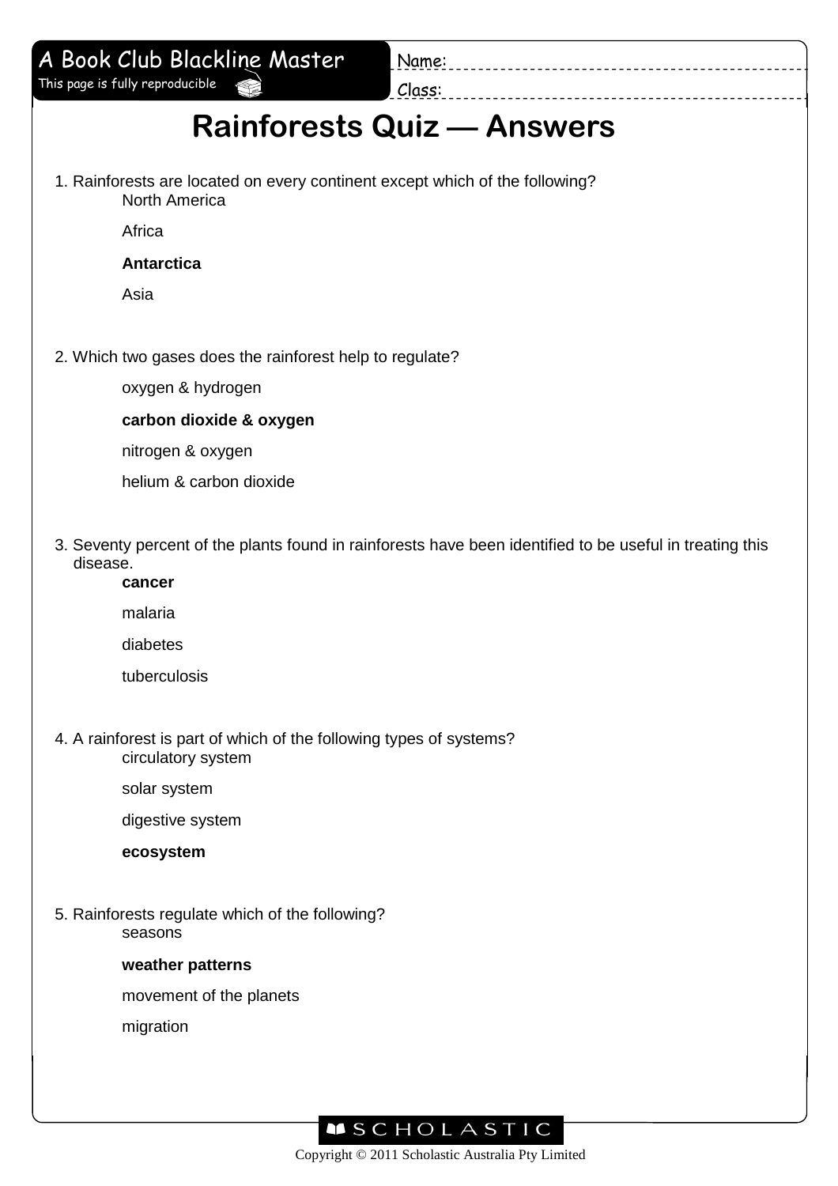A Book Club Blackline Master

This page is fully reproducible

Name:

Class:

# Rainforests Quiz — Answers

1. Rainforests are located on every continent except which of the following?
   - North America
   - Africa
   - **Antarctica**
   - Asia

2. Which two gases does the rainforest help to regulate?
   - oxygen & hydrogen
   - **carbon dioxide & oxygen**
   - nitrogen & oxygen
   - helium & carbon dioxide

3. Seventy percent of the plants found in rainforests have been identified to be useful in treating this disease.
   - **cancer**
   - malaria
   - diabetes
   - tuberculosis

4. A rainforest is part of which of the following types of systems?
   - circulatory system
   - solar system
   - digestive system
   - **ecosystem**

5. Rainforests regulate which of the following?
   - seasons
   - **weather patterns**
   - movement of the planets
   - migration

SCHOLASTIC

Copyright © 2011 Scholastic Australia Pty Limited